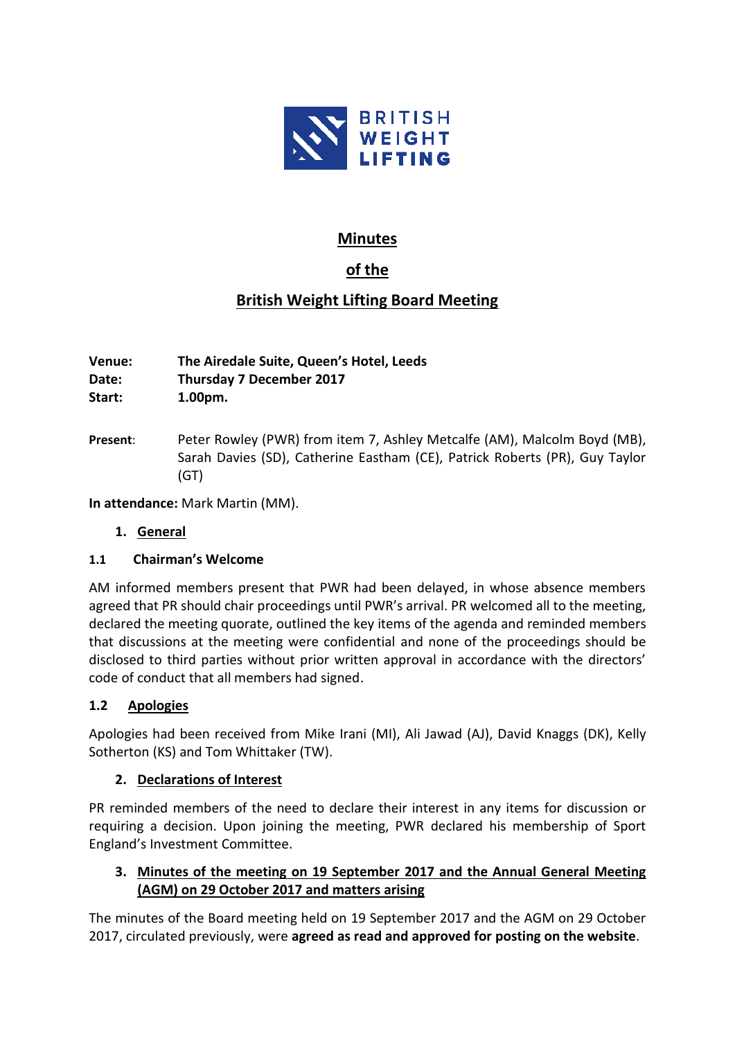BRITISH WEIGHT LIFTING

# Minutes

# of the

# British Weight Lifting Board Meeting

**Venue:** **The Airedale Suite, Queen's Hotel, Leeds**
**Date:** **Thursday 7 December 2017**
**Start:** **1.00pm.**

**Present**: Peter Rowley (PWR) from item 7, Ashley Metcalfe (AM), Malcolm Boyd (MB), Sarah Davies (SD), Catherine Eastham (CE), Patrick Roberts (PR), Guy Taylor (GT)

**In attendance:** Mark Martin (MM).

## 1. General

### 1.1 Chairman's Welcome

AM informed members present that PWR had been delayed, in whose absence members agreed that PR should chair proceedings until PWR's arrival. PR welcomed all to the meeting, declared the meeting quorate, outlined the key items of the agenda and reminded members that discussions at the meeting were confidential and none of the proceedings should be disclosed to third parties without prior written approval in accordance with the directors' code of conduct that all members had signed.

### 1.2 Apologies

Apologies had been received from Mike Irani (MI), Ali Jawad (AJ), David Knaggs (DK), Kelly Sotherton (KS) and Tom Whittaker (TW).

## 2. Declarations of Interest

PR reminded members of the need to declare their interest in any items for discussion or requiring a decision. Upon joining the meeting, PWR declared his membership of Sport England's Investment Committee.

## 3. Minutes of the meeting on 19 September 2017 and the Annual General Meeting (AGM) on 29 October 2017 and matters arising

The minutes of the Board meeting held on 19 September 2017 and the AGM on 29 October 2017, circulated previously, were **agreed as read and approved for posting on the website**.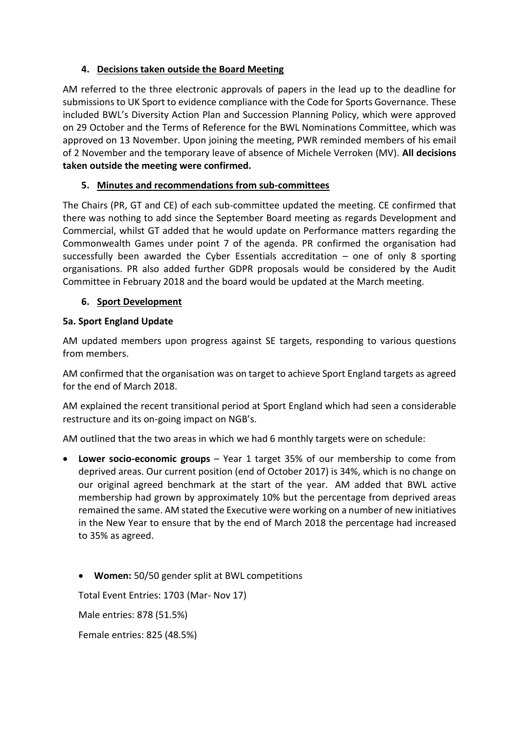## 4. Decisions taken outside the Board Meeting

AM referred to the three electronic approvals of papers in the lead up to the deadline for submissions to UK Sport to evidence compliance with the Code for Sports Governance. These included BWL's Diversity Action Plan and Succession Planning Policy, which were approved on 29 October and the Terms of Reference for the BWL Nominations Committee, which was approved on 13 November. Upon joining the meeting, PWR reminded members of his email of 2 November and the temporary leave of absence of Michele Verroken (MV). **All decisions taken outside the meeting were confirmed.**

## 5. Minutes and recommendations from sub-committees

The Chairs (PR, GT and CE) of each sub-committee updated the meeting. CE confirmed that there was nothing to add since the September Board meeting as regards Development and Commercial, whilst GT added that he would update on Performance matters regarding the Commonwealth Games under point 7 of the agenda. PR confirmed the organisation had successfully been awarded the Cyber Essentials accreditation – one of only 8 sporting organisations. PR also added further GDPR proposals would be considered by the Audit Committee in February 2018 and the board would be updated at the March meeting.

## 6. Sport Development

### 5a. Sport England Update

AM updated members upon progress against SE targets, responding to various questions from members.

AM confirmed that the organisation was on target to achieve Sport England targets as agreed for the end of March 2018.

AM explained the recent transitional period at Sport England which had seen a considerable restructure and its on-going impact on NGB's.

AM outlined that the two areas in which we had 6 monthly targets were on schedule:

- **Lower socio-economic groups** – Year 1 target 35% of our membership to come from deprived areas. Our current position (end of October 2017) is 34%, which is no change on our original agreed benchmark at the start of the year. AM added that BWL active membership had grown by approximately 10% but the percentage from deprived areas remained the same. AM stated the Executive were working on a number of new initiatives in the New Year to ensure that by the end of March 2018 the percentage had increased to 35% as agreed.

- **Women:** 50/50 gender split at BWL competitions

  Total Event Entries: 1703 (Mar- Nov 17)

  Male entries: 878 (51.5%)

  Female entries: 825 (48.5%)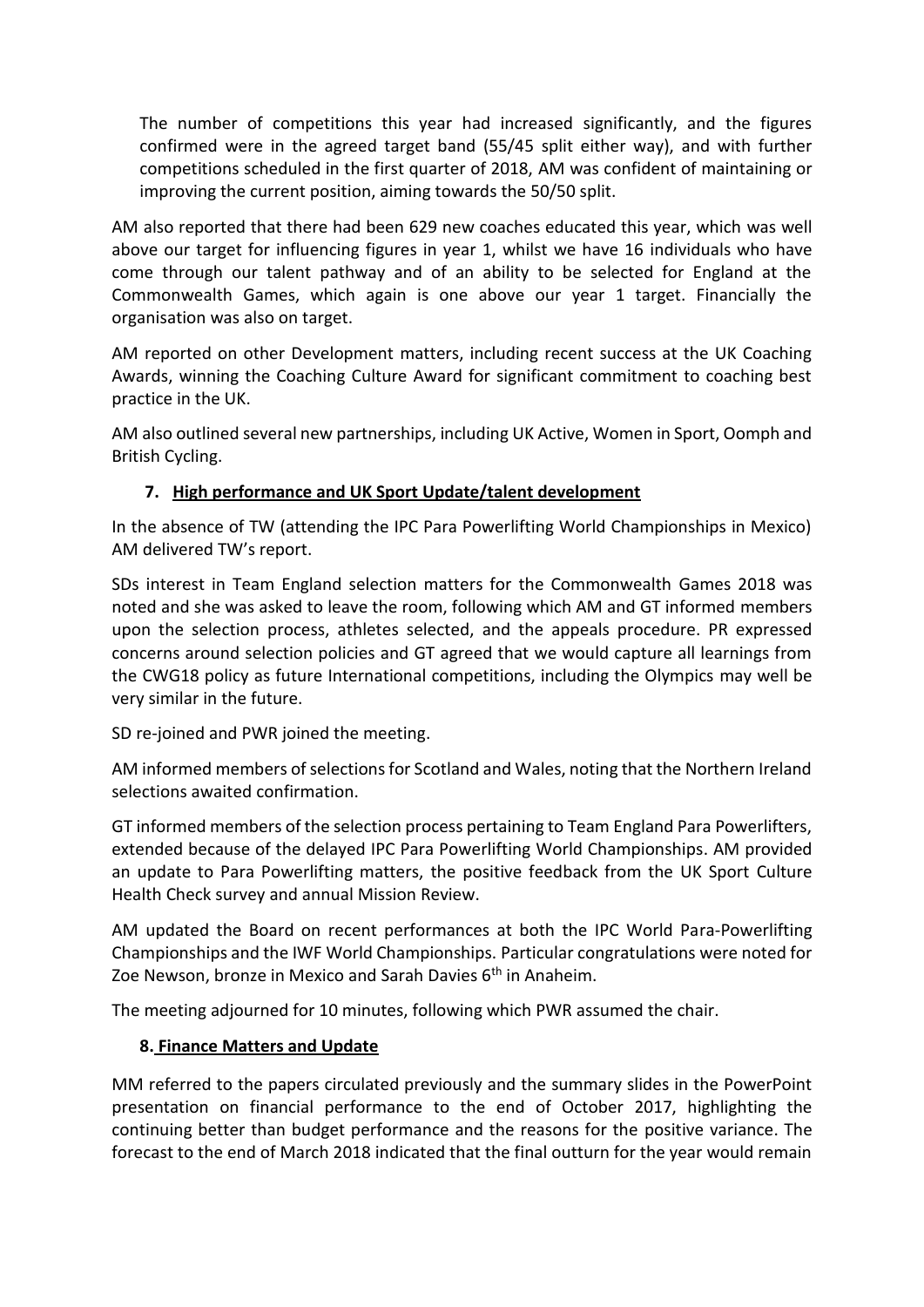The number of competitions this year had increased significantly, and the figures confirmed were in the agreed target band (55/45 split either way), and with further competitions scheduled in the first quarter of 2018, AM was confident of maintaining or improving the current position, aiming towards the 50/50 split.

AM also reported that there had been 629 new coaches educated this year, which was well above our target for influencing figures in year 1, whilst we have 16 individuals who have come through our talent pathway and of an ability to be selected for England at the Commonwealth Games, which again is one above our year 1 target. Financially the organisation was also on target.

AM reported on other Development matters, including recent success at the UK Coaching Awards, winning the Coaching Culture Award for significant commitment to coaching best practice in the UK.

AM also outlined several new partnerships, including UK Active, Women in Sport, Oomph and British Cycling.

**7. <u>High performance and UK Sport Update/talent development</u>**

In the absence of TW (attending the IPC Para Powerlifting World Championships in Mexico) AM delivered TW's report.

SDs interest in Team England selection matters for the Commonwealth Games 2018 was noted and she was asked to leave the room, following which AM and GT informed members upon the selection process, athletes selected, and the appeals procedure. PR expressed concerns around selection policies and GT agreed that we would capture all learnings from the CWG18 policy as future International competitions, including the Olympics may well be very similar in the future.

SD re-joined and PWR joined the meeting.

AM informed members of selections for Scotland and Wales, noting that the Northern Ireland selections awaited confirmation.

GT informed members of the selection process pertaining to Team England Para Powerlifters, extended because of the delayed IPC Para Powerlifting World Championships. AM provided an update to Para Powerlifting matters, the positive feedback from the UK Sport Culture Health Check survey and annual Mission Review.

AM updated the Board on recent performances at both the IPC World Para-Powerlifting Championships and the IWF World Championships. Particular congratulations were noted for Zoe Newson, bronze in Mexico and Sarah Davies 6th in Anaheim.

The meeting adjourned for 10 minutes, following which PWR assumed the chair.

**8. <u>Finance Matters and Update</u>**

MM referred to the papers circulated previously and the summary slides in the PowerPoint presentation on financial performance to the end of October 2017, highlighting the continuing better than budget performance and the reasons for the positive variance. The forecast to the end of March 2018 indicated that the final outturn for the year would remain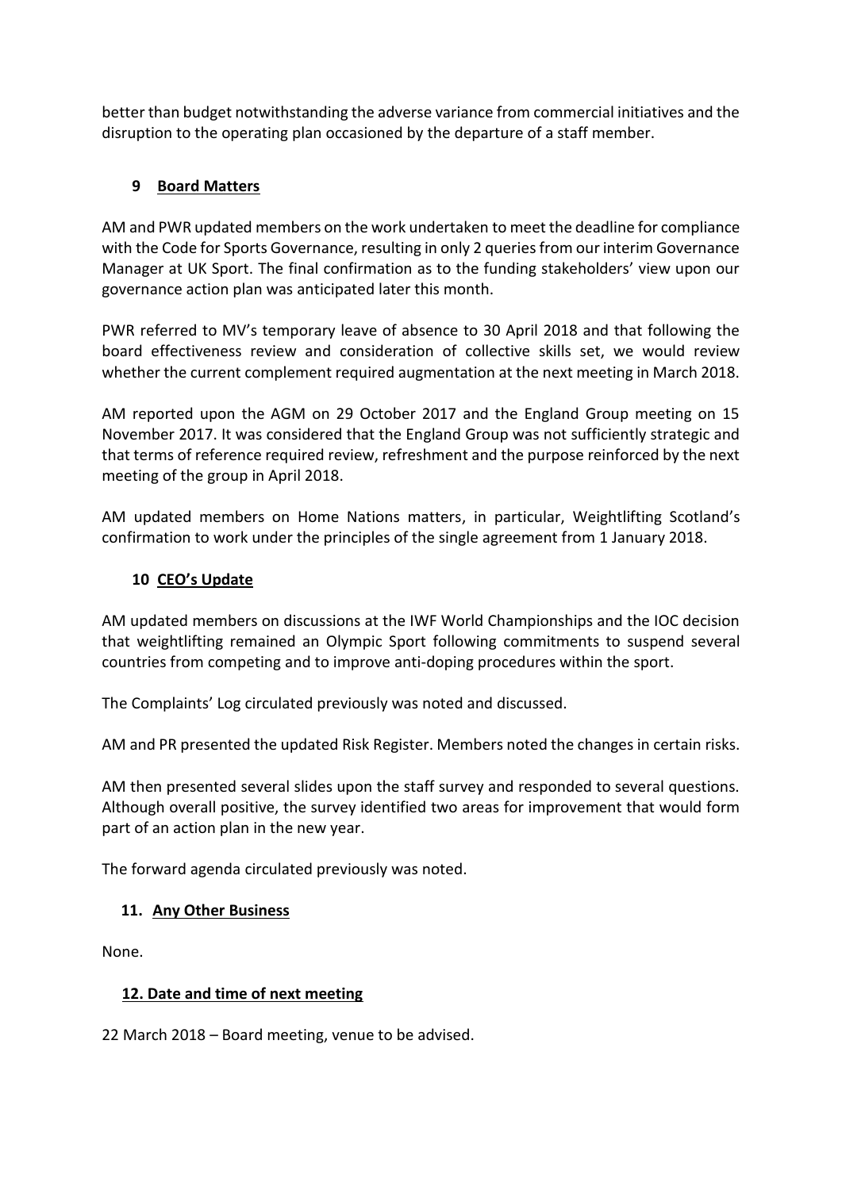better than budget notwithstanding the adverse variance from commercial initiatives and the disruption to the operating plan occasioned by the departure of a staff member.

## 9 Board Matters

AM and PWR updated members on the work undertaken to meet the deadline for compliance with the Code for Sports Governance, resulting in only 2 queries from our interim Governance Manager at UK Sport. The final confirmation as to the funding stakeholders' view upon our governance action plan was anticipated later this month.

PWR referred to MV's temporary leave of absence to 30 April 2018 and that following the board effectiveness review and consideration of collective skills set, we would review whether the current complement required augmentation at the next meeting in March 2018.

AM reported upon the AGM on 29 October 2017 and the England Group meeting on 15 November 2017. It was considered that the England Group was not sufficiently strategic and that terms of reference required review, refreshment and the purpose reinforced by the next meeting of the group in April 2018.

AM updated members on Home Nations matters, in particular, Weightlifting Scotland's confirmation to work under the principles of the single agreement from 1 January 2018.

## 10 CEO's Update

AM updated members on discussions at the IWF World Championships and the IOC decision that weightlifting remained an Olympic Sport following commitments to suspend several countries from competing and to improve anti-doping procedures within the sport.

The Complaints' Log circulated previously was noted and discussed.

AM and PR presented the updated Risk Register. Members noted the changes in certain risks.

AM then presented several slides upon the staff survey and responded to several questions. Although overall positive, the survey identified two areas for improvement that would form part of an action plan in the new year.

The forward agenda circulated previously was noted.

## 11. Any Other Business

None.

## 12. Date and time of next meeting

22 March 2018 – Board meeting, venue to be advised.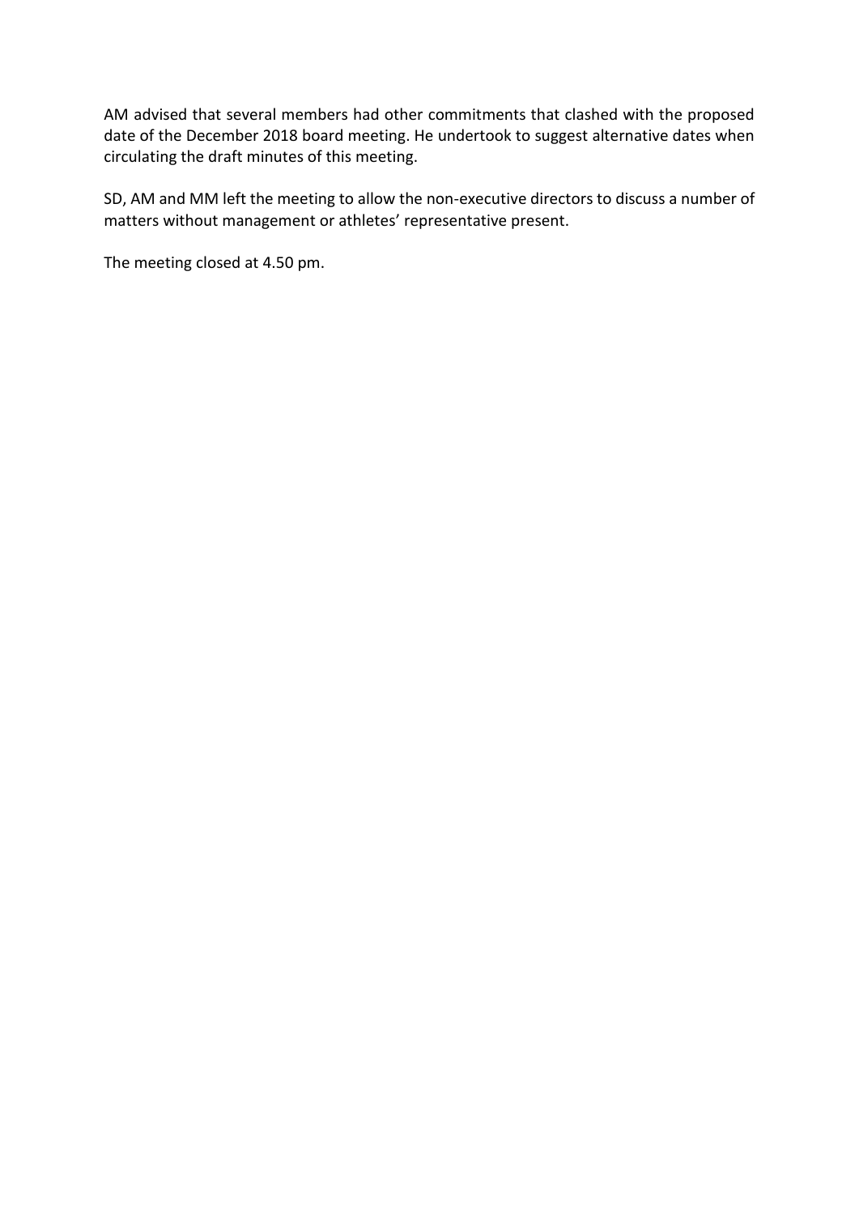AM advised that several members had other commitments that clashed with the proposed date of the December 2018 board meeting. He undertook to suggest alternative dates when circulating the draft minutes of this meeting.

SD, AM and MM left the meeting to allow the non-executive directors to discuss a number of matters without management or athletes' representative present.

The meeting closed at 4.50 pm.